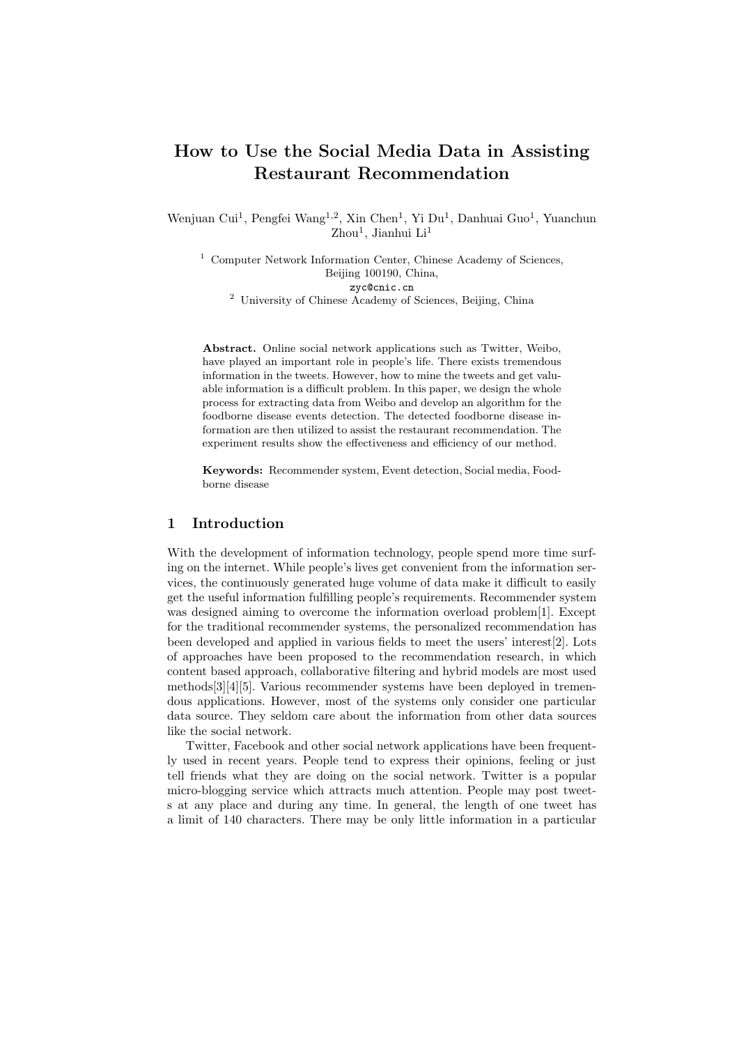# How to Use the Social Media Data in Assisting Restaurant Recommendation

Wenjuan Cui[1], Pengfei Wang[1,2], Xin Chen[1], Yi Du[1], Danhuai Guo[1], Yuanchun Zhou[1], Jianhui Li[1]

[1] Computer Network Information Center, Chinese Academy of Sciences, Beijing 100190, China,
zyc@cnic.cn

[2] University of Chinese Academy of Sciences, Beijing, China

**Abstract.** Online social network applications such as Twitter, Weibo, have played an important role in people's life. There exists tremendous information in the tweets. However, how to mine the tweets and get valuable information is a difficult problem. In this paper, we design the whole process for extracting data from Weibo and develop an algorithm for the foodborne disease events detection. The detected foodborne disease information are then utilized to assist the restaurant recommendation. The experiment results show the effectiveness and efficiency of our method.

**Keywords:** Recommender system, Event detection, Social media, Foodborne disease

## 1 Introduction

With the development of information technology, people spend more time surfing on the internet. While people's lives get convenient from the information services, the continuously generated huge volume of data make it difficult to easily get the useful information fulfilling people's requirements. Recommender system was designed aiming to overcome the information overload problem[1]. Except for the traditional recommender systems, the personalized recommendation has been developed and applied in various fields to meet the users' interest[2]. Lots of approaches have been proposed to the recommendation research, in which content based approach, collaborative filtering and hybrid models are most used methods[3][4][5]. Various recommender systems have been deployed in tremendous applications. However, most of the systems only consider one particular data source. They seldom care about the information from other data sources like the social network.

Twitter, Facebook and other social network applications have been frequently used in recent years. People tend to express their opinions, feeling or just tell friends what they are doing on the social network. Twitter is a popular micro-blogging service which attracts much attention. People may post tweets at any place and during any time. In general, the length of one tweet has a limit of 140 characters. There may be only little information in a particular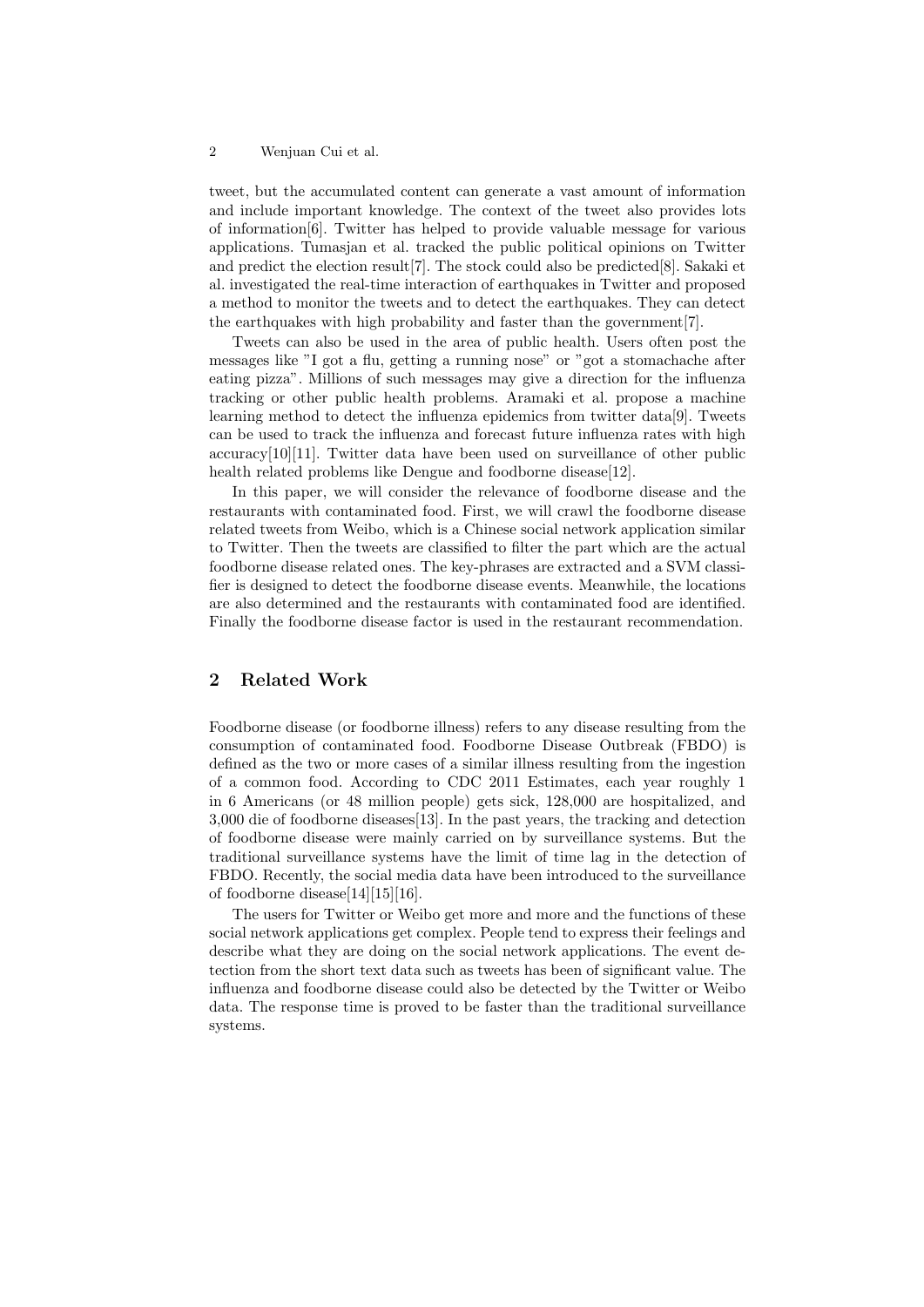tweet, but the accumulated content can generate a vast amount of information and include important knowledge. The context of the tweet also provides lots of information[6]. Twitter has helped to provide valuable message for various applications. Tumasjan et al. tracked the public political opinions on Twitter and predict the election result[7]. The stock could also be predicted[8]. Sakaki et al. investigated the real-time interaction of earthquakes in Twitter and proposed a method to monitor the tweets and to detect the earthquakes. They can detect the earthquakes with high probability and faster than the government[7].

Tweets can also be used in the area of public health. Users often post the messages like "I got a flu, getting a running nose" or "got a stomachache after eating pizza". Millions of such messages may give a direction for the influenza tracking or other public health problems. Aramaki et al. propose a machine learning method to detect the influenza epidemics from twitter data[9]. Tweets can be used to track the influenza and forecast future influenza rates with high accuracy[10][11]. Twitter data have been used on surveillance of other public health related problems like Dengue and foodborne disease[12].

In this paper, we will consider the relevance of foodborne disease and the restaurants with contaminated food. First, we will crawl the foodborne disease related tweets from Weibo, which is a Chinese social network application similar to Twitter. Then the tweets are classified to filter the part which are the actual foodborne disease related ones. The key-phrases are extracted and a SVM classifier is designed to detect the foodborne disease events. Meanwhile, the locations are also determined and the restaurants with contaminated food are identified. Finally the foodborne disease factor is used in the restaurant recommendation.

## 2 Related Work

Foodborne disease (or foodborne illness) refers to any disease resulting from the consumption of contaminated food. Foodborne Disease Outbreak (FBDO) is defined as the two or more cases of a similar illness resulting from the ingestion of a common food. According to CDC 2011 Estimates, each year roughly 1 in 6 Americans (or 48 million people) gets sick, 128,000 are hospitalized, and 3,000 die of foodborne diseases[13]. In the past years, the tracking and detection of foodborne disease were mainly carried on by surveillance systems. But the traditional surveillance systems have the limit of time lag in the detection of FBDO. Recently, the social media data have been introduced to the surveillance of foodborne disease[14][15][16].

The users for Twitter or Weibo get more and more and the functions of these social network applications get complex. People tend to express their feelings and describe what they are doing on the social network applications. The event detection from the short text data such as tweets has been of significant value. The influenza and foodborne disease could also be detected by the Twitter or Weibo data. The response time is proved to be faster than the traditional surveillance systems.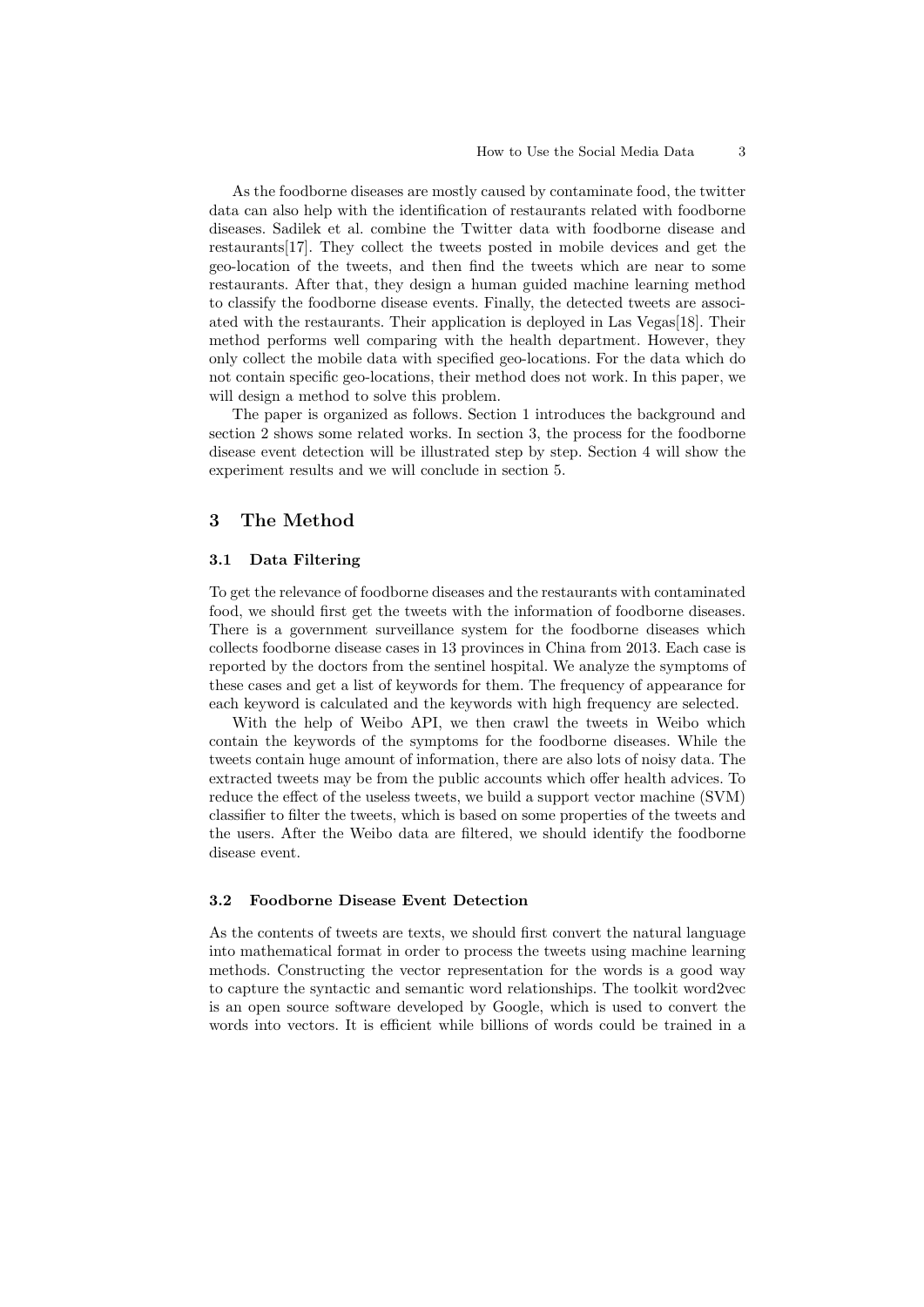As the foodborne diseases are mostly caused by contaminate food, the twitter data can also help with the identification of restaurants related with foodborne diseases. Sadilek et al. combine the Twitter data with foodborne disease and restaurants[17]. They collect the tweets posted in mobile devices and get the geo-location of the tweets, and then find the tweets which are near to some restaurants. After that, they design a human guided machine learning method to classify the foodborne disease events. Finally, the detected tweets are associated with the restaurants. Their application is deployed in Las Vegas[18]. Their method performs well comparing with the health department. However, they only collect the mobile data with specified geo-locations. For the data which do not contain specific geo-locations, their method does not work. In this paper, we will design a method to solve this problem.

The paper is organized as follows. Section 1 introduces the background and section 2 shows some related works. In section 3, the process for the foodborne disease event detection will be illustrated step by step. Section 4 will show the experiment results and we will conclude in section 5.

## 3 The Method

### 3.1 Data Filtering

To get the relevance of foodborne diseases and the restaurants with contaminated food, we should first get the tweets with the information of foodborne diseases. There is a government surveillance system for the foodborne diseases which collects foodborne disease cases in 13 provinces in China from 2013. Each case is reported by the doctors from the sentinel hospital. We analyze the symptoms of these cases and get a list of keywords for them. The frequency of appearance for each keyword is calculated and the keywords with high frequency are selected.

With the help of Weibo API, we then crawl the tweets in Weibo which contain the keywords of the symptoms for the foodborne diseases. While the tweets contain huge amount of information, there are also lots of noisy data. The extracted tweets may be from the public accounts which offer health advices. To reduce the effect of the useless tweets, we build a support vector machine (SVM) classifier to filter the tweets, which is based on some properties of the tweets and the users. After the Weibo data are filtered, we should identify the foodborne disease event.

### 3.2 Foodborne Disease Event Detection

As the contents of tweets are texts, we should first convert the natural language into mathematical format in order to process the tweets using machine learning methods. Constructing the vector representation for the words is a good way to capture the syntactic and semantic word relationships. The toolkit word2vec is an open source software developed by Google, which is used to convert the words into vectors. It is efficient while billions of words could be trained in a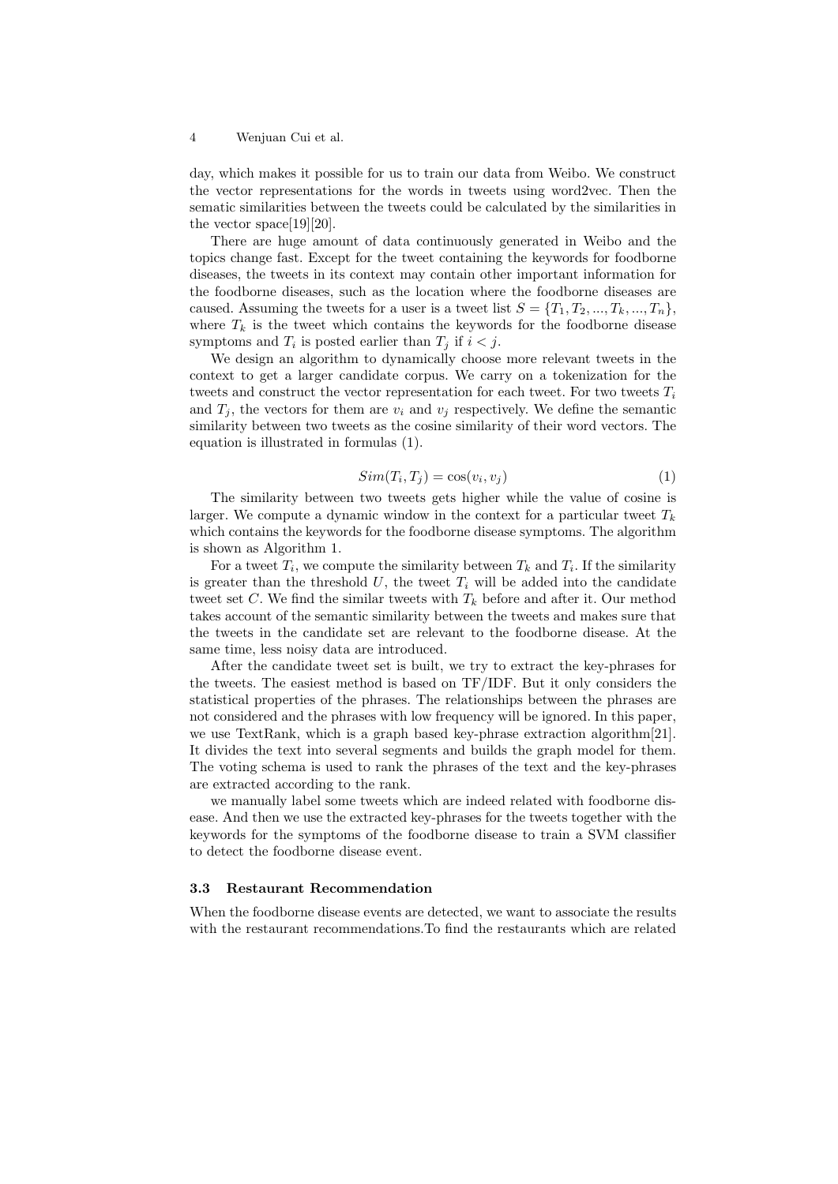day, which makes it possible for us to train our data from Weibo. We construct the vector representations for the words in tweets using word2vec. Then the sematic similarities between the tweets could be calculated by the similarities in the vector space[19][20].

There are huge amount of data continuously generated in Weibo and the topics change fast. Except for the tweet containing the keywords for foodborne diseases, the tweets in its context may contain other important information for the foodborne diseases, such as the location where the foodborne diseases are caused. Assuming the tweets for a user is a tweet list $S = \{T_1, T_2, ..., T_k, ..., T_n\}$, where $T_k$ is the tweet which contains the keywords for the foodborne disease symptoms and $T_i$ is posted earlier than $T_j$ if $i < j$.

We design an algorithm to dynamically choose more relevant tweets in the context to get a larger candidate corpus. We carry on a tokenization for the tweets and construct the vector representation for each tweet. For two tweets $T_i$ and $T_j$, the vectors for them are $v_i$ and $v_j$ respectively. We define the semantic similarity between two tweets as the cosine similarity of their word vectors. The equation is illustrated in formulas (1).

$$Sim(T_i, T_j) = \cos(v_i, v_j) \tag{1}$$

The similarity between two tweets gets higher while the value of cosine is larger. We compute a dynamic window in the context for a particular tweet $T_k$ which contains the keywords for the foodborne disease symptoms. The algorithm is shown as Algorithm 1.

For a tweet $T_i$, we compute the similarity between $T_k$ and $T_i$. If the similarity is greater than the threshold $U$, the tweet $T_i$ will be added into the candidate tweet set $C$. We find the similar tweets with $T_k$ before and after it. Our method takes account of the semantic similarity between the tweets and makes sure that the tweets in the candidate set are relevant to the foodborne disease. At the same time, less noisy data are introduced.

After the candidate tweet set is built, we try to extract the key-phrases for the tweets. The easiest method is based on TF/IDF. But it only considers the statistical properties of the phrases. The relationships between the phrases are not considered and the phrases with low frequency will be ignored. In this paper, we use TextRank, which is a graph based key-phrase extraction algorithm[21]. It divides the text into several segments and builds the graph model for them. The voting schema is used to rank the phrases of the text and the key-phrases are extracted according to the rank.

we manually label some tweets which are indeed related with foodborne disease. And then we use the extracted key-phrases for the tweets together with the keywords for the symptoms of the foodborne disease to train a SVM classifier to detect the foodborne disease event.

### 3.3 Restaurant Recommendation

When the foodborne disease events are detected, we want to associate the results with the restaurant recommendations.To find the restaurants which are related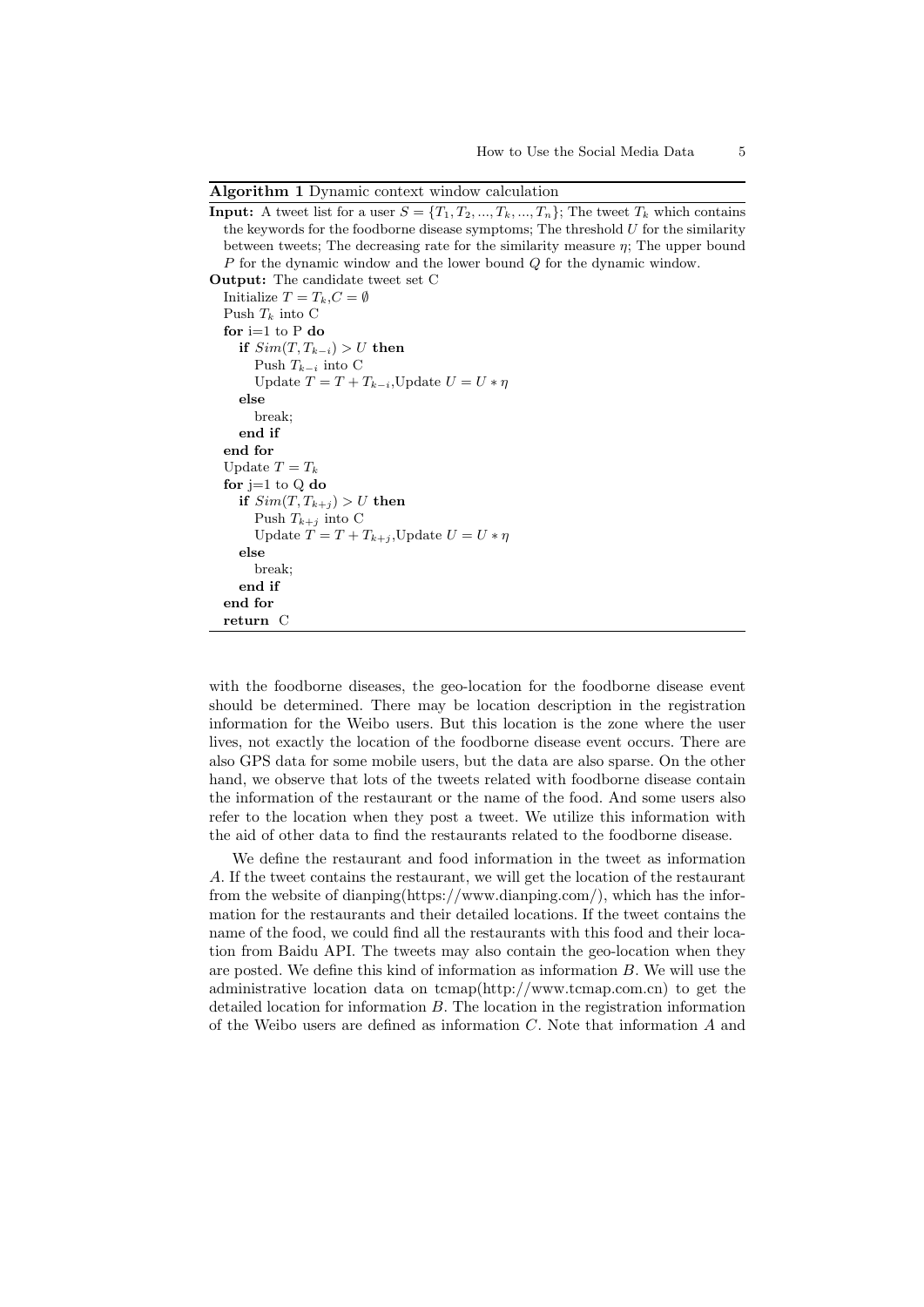**Algorithm 1** Dynamic context window calculation

---

**Input:** A tweet list for a user $S = \{T_1, T_2, ..., T_k, ..., T_n\}$; The tweet $T_k$ which contains the keywords for the foodborne disease symptoms; The threshold $U$ for the similarity between tweets; The decreasing rate for the similarity measure $\eta$; The upper bound $P$ for the dynamic window and the lower bound $Q$ for the dynamic window.

**Output:** The candidate tweet set C

```
Initialize T = T_k, C = ∅
Push T_k into C
for i=1 to P do
    if Sim(T, T_{k-i}) > U then
        Push T_{k-i} into C
        Update T = T + T_{k-i}, Update U = U * η
    else
        break;
    end if
end for
Update T = T_k
for j=1 to Q do
    if Sim(T, T_{k+j}) > U then
        Push T_{k+j} into C
        Update T = T + T_{k+j}, Update U = U * η
    else
        break;
    end if
end for
return C
```

---

with the foodborne diseases, the geo-location for the foodborne disease event should be determined. There may be location description in the registration information for the Weibo users. But this location is the zone where the user lives, not exactly the location of the foodborne disease event occurs. There are also GPS data for some mobile users, but the data are also sparse. On the other hand, we observe that lots of the tweets related with foodborne disease contain the information of the restaurant or the name of the food. And some users also refer to the location when they post a tweet. We utilize this information with the aid of other data to find the restaurants related to the foodborne disease.

We define the restaurant and food information in the tweet as information $A$. If the tweet contains the restaurant, we will get the location of the restaurant from the website of dianping(https://www.dianping.com/), which has the information for the restaurants and their detailed locations. If the tweet contains the name of the food, we could find all the restaurants with this food and their location from Baidu API. The tweets may also contain the geo-location when they are posted. We define this kind of information as information $B$. We will use the administrative location data on tcmap(http://www.tcmap.com.cn) to get the detailed location for information $B$. The location in the registration information of the Weibo users are defined as information $C$. Note that information $A$ and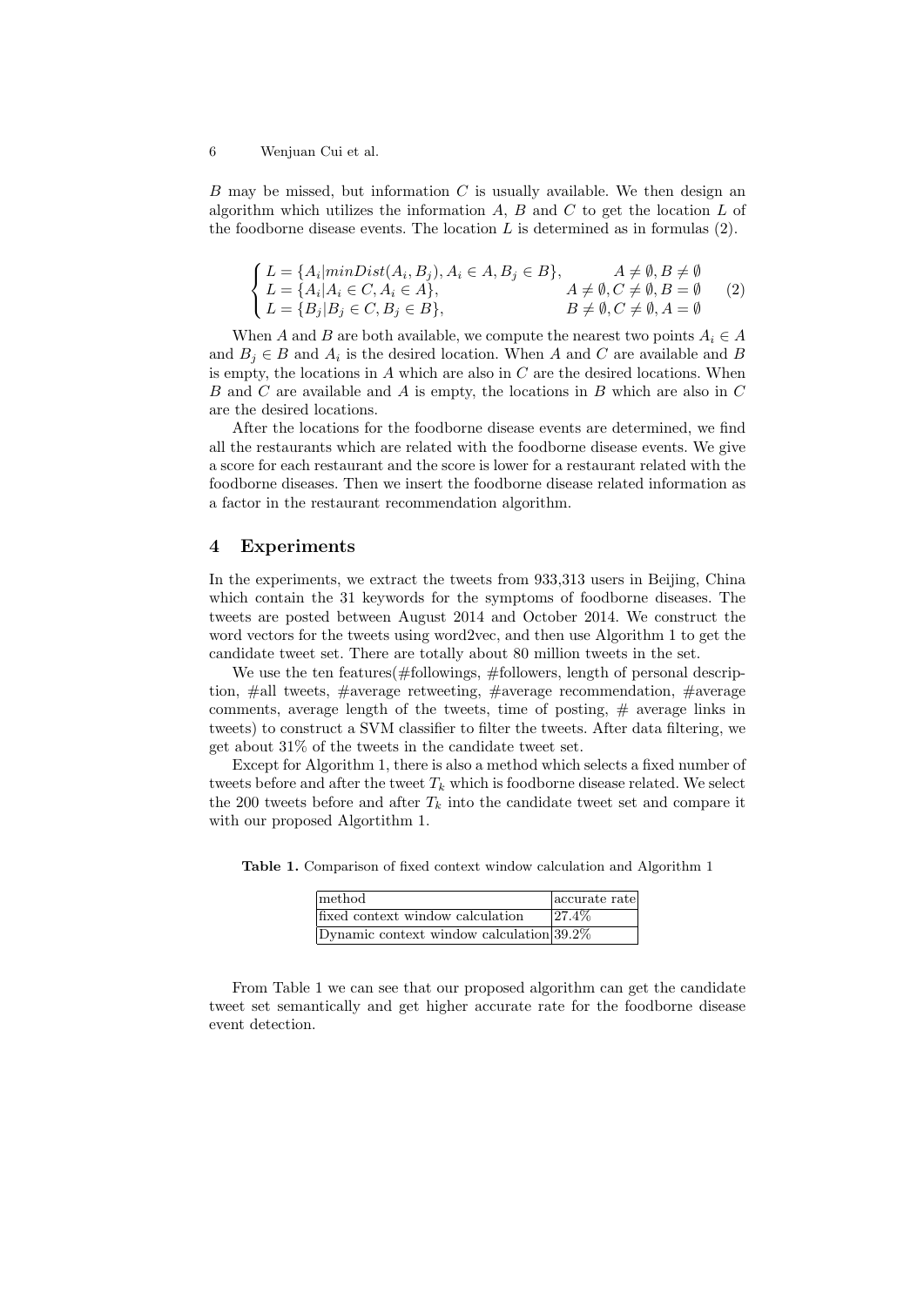$B$ may be missed, but information $C$ is usually available. We then design an algorithm which utilizes the information $A$, $B$ and $C$ to get the location $L$ of the foodborne disease events. The location $L$ is determined as in formulas (2).

$$\begin{cases} L = \{A_i | minDist(A_i, B_j), A_i \in A, B_j \in B\}, & A \neq \emptyset, B \neq \emptyset \\ L = \{A_i | A_i \in C, A_i \in A\}, & A \neq \emptyset, C \neq \emptyset, B = \emptyset \\ L = \{B_j | B_j \in C, B_j \in B\}, & B \neq \emptyset, C \neq \emptyset, A = \emptyset \end{cases} \quad (2)$$

When $A$ and $B$ are both available, we compute the nearest two points $A_i \in A$ and $B_j \in B$ and $A_i$ is the desired location. When $A$ and $C$ are available and $B$ is empty, the locations in $A$ which are also in $C$ are the desired locations. When $B$ and $C$ are available and $A$ is empty, the locations in $B$ which are also in $C$ are the desired locations.

After the locations for the foodborne disease events are determined, we find all the restaurants which are related with the foodborne disease events. We give a score for each restaurant and the score is lower for a restaurant related with the foodborne diseases. Then we insert the foodborne disease related information as a factor in the restaurant recommendation algorithm.

## 4 Experiments

In the experiments, we extract the tweets from 933,313 users in Beijing, China which contain the 31 keywords for the symptoms of foodborne diseases. The tweets are posted between August 2014 and October 2014. We construct the word vectors for the tweets using word2vec, and then use Algorithm 1 to get the candidate tweet set. There are totally about 80 million tweets in the set.

We use the ten features(#followings, #followers, length of personal description, #all tweets, #average retweeting, #average recommendation, #average comments, average length of the tweets, time of posting, # average links in tweets) to construct a SVM classifier to filter the tweets. After data filtering, we get about 31% of the tweets in the candidate tweet set.

Except for Algorithm 1, there is also a method which selects a fixed number of tweets before and after the tweet $T_k$ which is foodborne disease related. We select the 200 tweets before and after $T_k$ into the candidate tweet set and compare it with our proposed Algortithm 1.

**Table 1.** Comparison of fixed context window calculation and Algorithm 1

| method | accurate rate |
|---|---|
| fixed context window calculation | 27.4% |
| Dynamic context window calculation | 39.2% |

From Table 1 we can see that our proposed algorithm can get the candidate tweet set semantically and get higher accurate rate for the foodborne disease event detection.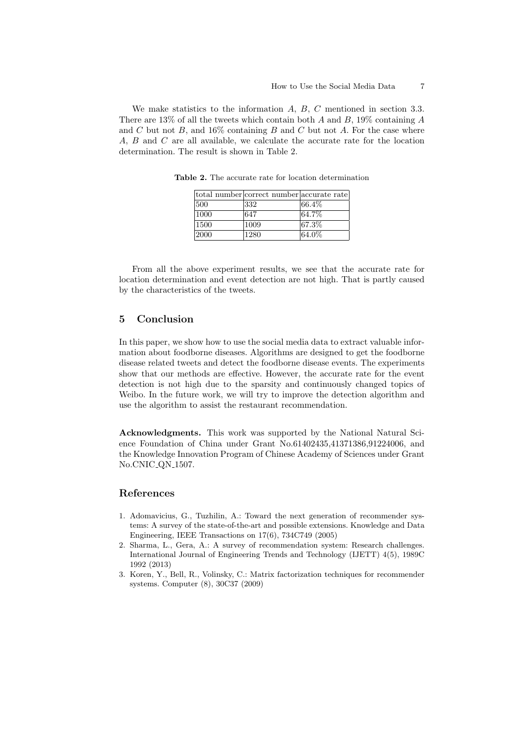We make statistics to the information $A$, $B$, $C$ mentioned in section 3.3. There are 13% of all the tweets which contain both $A$ and $B$, 19% containing $A$ and $C$ but not $B$, and 16% containing $B$ and $C$ but not $A$. For the case where $A$, $B$ and $C$ are all available, we calculate the accurate rate for the location determination. The result is shown in Table 2.

**Table 2.** The accurate rate for location determination

| total number | correct number | accurate rate |
| --- | --- | --- |
| 500 | 332 | 66.4% |
| 1000 | 647 | 64.7% |
| 1500 | 1009 | 67.3% |
| 2000 | 1280 | 64.0% |

From all the above experiment results, we see that the accurate rate for location determination and event detection are not high. That is partly caused by the characteristics of the tweets.

## 5 Conclusion

In this paper, we show how to use the social media data to extract valuable information about foodborne diseases. Algorithms are designed to get the foodborne disease related tweets and detect the foodborne disease events. The experiments show that our methods are effective. However, the accurate rate for the event detection is not high due to the sparsity and continuously changed topics of Weibo. In the future work, we will try to improve the detection algorithm and use the algorithm to assist the restaurant recommendation.

**Acknowledgments.** This work was supported by the National Natural Science Foundation of China under Grant No.61402435,41371386,91224006, and the Knowledge Innovation Program of Chinese Academy of Sciences under Grant No.CNIC_QN_1507.

## References

1. Adomavicius, G., Tuzhilin, A.: Toward the next generation of recommender systems: A survey of the state-of-the-art and possible extensions. Knowledge and Data Engineering, IEEE Transactions on 17(6), 734C749 (2005)
2. Sharma, L., Gera, A.: A survey of recommendation system: Research challenges. International Journal of Engineering Trends and Technology (IJETT) 4(5), 1989C 1992 (2013)
3. Koren, Y., Bell, R., Volinsky, C.: Matrix factorization techniques for recommender systems. Computer (8), 30C37 (2009)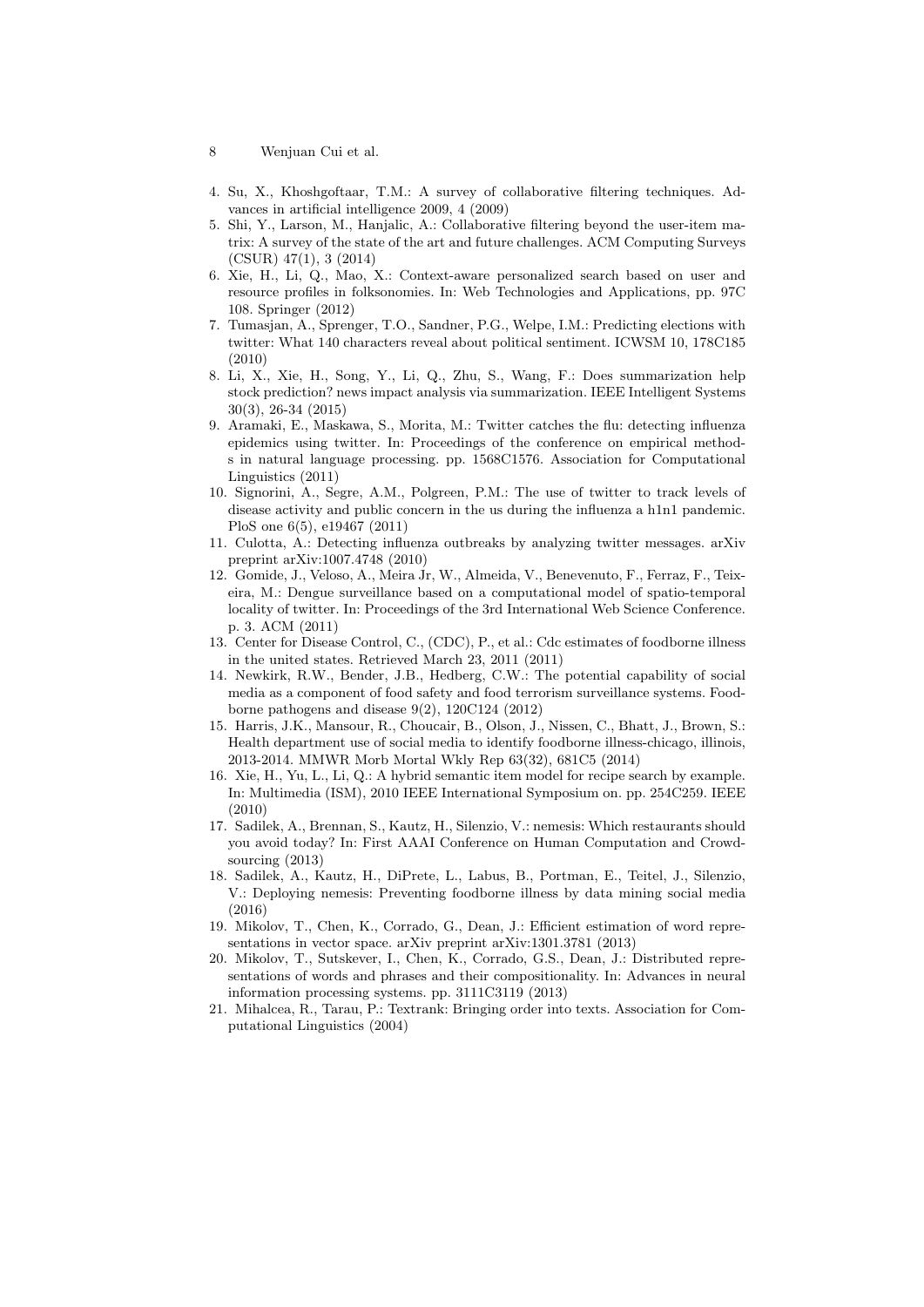4. Su, X., Khoshgoftaar, T.M.: A survey of collaborative filtering techniques. Advances in artificial intelligence 2009, 4 (2009)
5. Shi, Y., Larson, M., Hanjalic, A.: Collaborative filtering beyond the user-item matrix: A survey of the state of the art and future challenges. ACM Computing Surveys (CSUR) 47(1), 3 (2014)
6. Xie, H., Li, Q., Mao, X.: Context-aware personalized search based on user and resource profiles in folksonomies. In: Web Technologies and Applications, pp. 97C 108. Springer (2012)
7. Tumasjan, A., Sprenger, T.O., Sandner, P.G., Welpe, I.M.: Predicting elections with twitter: What 140 characters reveal about political sentiment. ICWSM 10, 178C185 (2010)
8. Li, X., Xie, H., Song, Y., Li, Q., Zhu, S., Wang, F.: Does summarization help stock prediction? news impact analysis via summarization. IEEE Intelligent Systems 30(3), 26-34 (2015)
9. Aramaki, E., Maskawa, S., Morita, M.: Twitter catches the flu: detecting influenza epidemics using twitter. In: Proceedings of the conference on empirical methods in natural language processing. pp. 1568C1576. Association for Computational Linguistics (2011)
10. Signorini, A., Segre, A.M., Polgreen, P.M.: The use of twitter to track levels of disease activity and public concern in the us during the influenza a h1n1 pandemic. PloS one 6(5), e19467 (2011)
11. Culotta, A.: Detecting influenza outbreaks by analyzing twitter messages. arXiv preprint arXiv:1007.4748 (2010)
12. Gomide, J., Veloso, A., Meira Jr, W., Almeida, V., Benevenuto, F., Ferraz, F., Teixeira, M.: Dengue surveillance based on a computational model of spatio-temporal locality of twitter. In: Proceedings of the 3rd International Web Science Conference. p. 3. ACM (2011)
13. Center for Disease Control, C., (CDC), P., et al.: Cdc estimates of foodborne illness in the united states. Retrieved March 23, 2011 (2011)
14. Newkirk, R.W., Bender, J.B., Hedberg, C.W.: The potential capability of social media as a component of food safety and food terrorism surveillance systems. Foodborne pathogens and disease 9(2), 120C124 (2012)
15. Harris, J.K., Mansour, R., Choucair, B., Olson, J., Nissen, C., Bhatt, J., Brown, S.: Health department use of social media to identify foodborne illness-chicago, illinois, 2013-2014. MMWR Morb Mortal Wkly Rep 63(32), 681C5 (2014)
16. Xie, H., Yu, L., Li, Q.: A hybrid semantic item model for recipe search by example. In: Multimedia (ISM), 2010 IEEE International Symposium on. pp. 254C259. IEEE (2010)
17. Sadilek, A., Brennan, S., Kautz, H., Silenzio, V.: nemesis: Which restaurants should you avoid today? In: First AAAI Conference on Human Computation and Crowdsourcing (2013)
18. Sadilek, A., Kautz, H., DiPrete, L., Labus, B., Portman, E., Teitel, J., Silenzio, V.: Deploying nemesis: Preventing foodborne illness by data mining social media (2016)
19. Mikolov, T., Chen, K., Corrado, G., Dean, J.: Efficient estimation of word representations in vector space. arXiv preprint arXiv:1301.3781 (2013)
20. Mikolov, T., Sutskever, I., Chen, K., Corrado, G.S., Dean, J.: Distributed representations of words and phrases and their compositionality. In: Advances in neural information processing systems. pp. 3111C3119 (2013)
21. Mihalcea, R., Tarau, P.: Textrank: Bringing order into texts. Association for Computational Linguistics (2004)